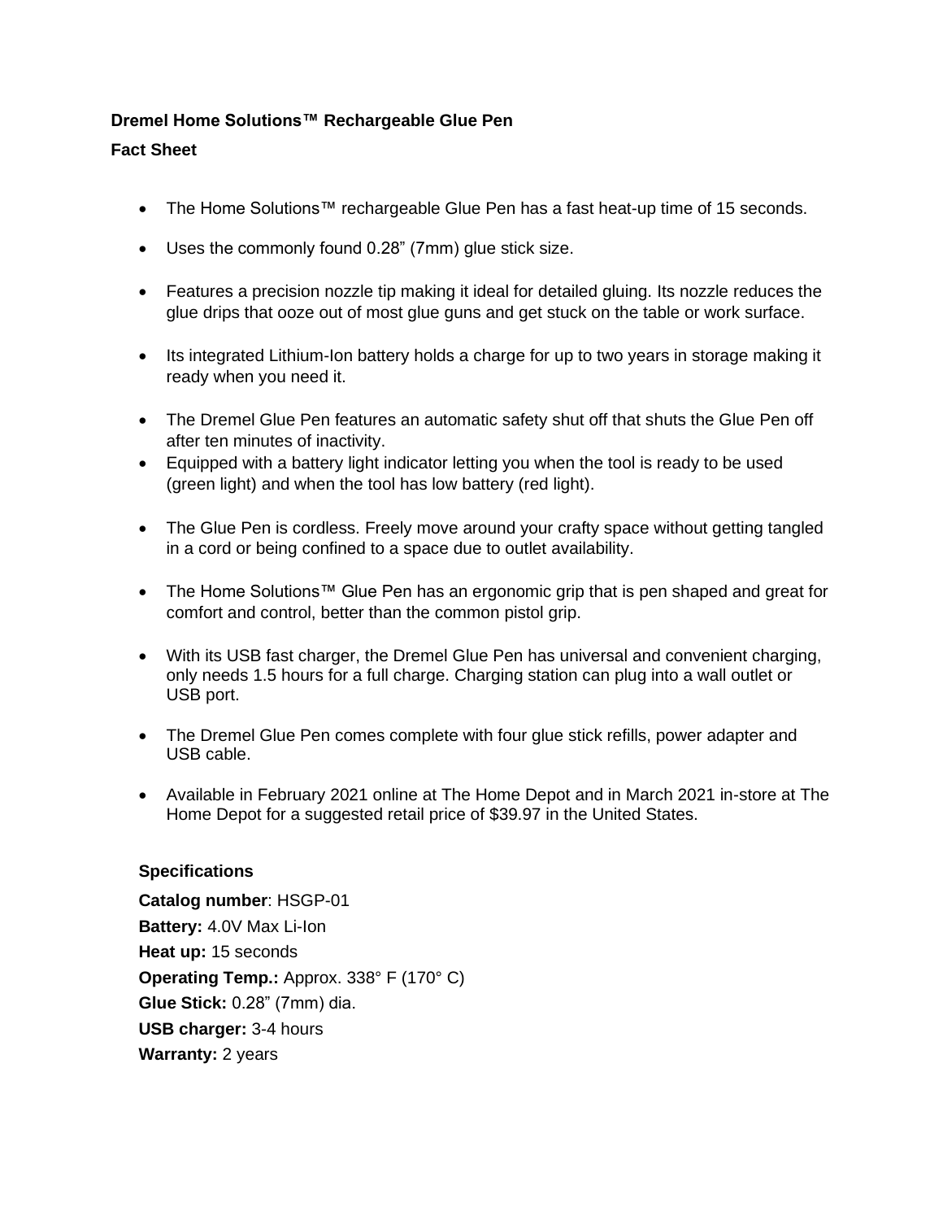**Dremel Home Solutions™ Rechargeable Glue Pen**

**Fact Sheet**

- The Home Solutions™ rechargeable Glue Pen has a fast heat-up time of 15 seconds.
- Uses the commonly found 0.28" (7mm) glue stick size.
- Features a precision nozzle tip making it ideal for detailed gluing. Its nozzle reduces the glue drips that ooze out of most glue guns and get stuck on the table or work surface.
- Its integrated Lithium-Ion battery holds a charge for up to two years in storage making it ready when you need it.
- The Dremel Glue Pen features an automatic safety shut off that shuts the Glue Pen off after ten minutes of inactivity.
- Equipped with a battery light indicator letting you when the tool is ready to be used (green light) and when the tool has low battery (red light).
- The Glue Pen is cordless. Freely move around your crafty space without getting tangled in a cord or being confined to a space due to outlet availability.
- The Home Solutions™ Glue Pen has an ergonomic grip that is pen shaped and great for comfort and control, better than the common pistol grip.
- With its USB fast charger, the Dremel Glue Pen has universal and convenient charging, only needs 1.5 hours for a full charge. Charging station can plug into a wall outlet or USB port.
- The Dremel Glue Pen comes complete with four glue stick refills, power adapter and USB cable.
- Available in February 2021 online at The Home Depot and in March 2021 in-store at The Home Depot for a suggested retail price of $39.97 in the United States.

**Specifications**

**Catalog number**: HSGP-01
**Battery:** 4.0V Max Li-Ion
**Heat up:** 15 seconds
**Operating Temp.:** Approx. 338° F (170° C)
**Glue Stick:** 0.28" (7mm) dia.
**USB charger:** 3-4 hours
**Warranty:** 2 years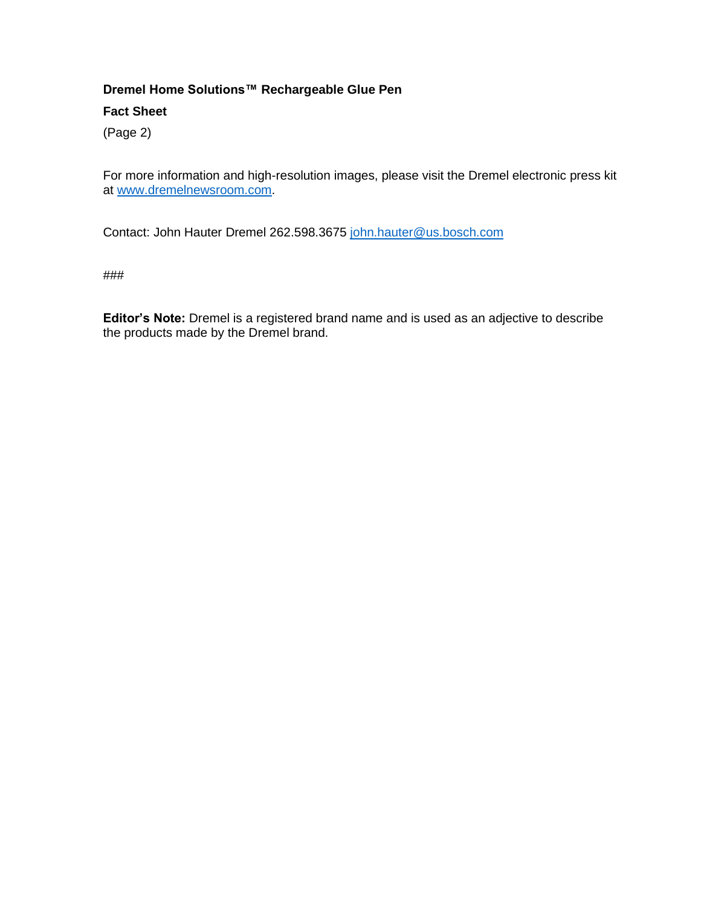**Dremel Home Solutions™ Rechargeable Glue Pen**

**Fact Sheet**

(Page 2)

For more information and high-resolution images, please visit the Dremel electronic press kit at www.dremelnewsroom.com.

Contact: John Hauter Dremel 262.598.3675 john.hauter@us.bosch.com

###

**Editor's Note:** Dremel is a registered brand name and is used as an adjective to describe the products made by the Dremel brand.